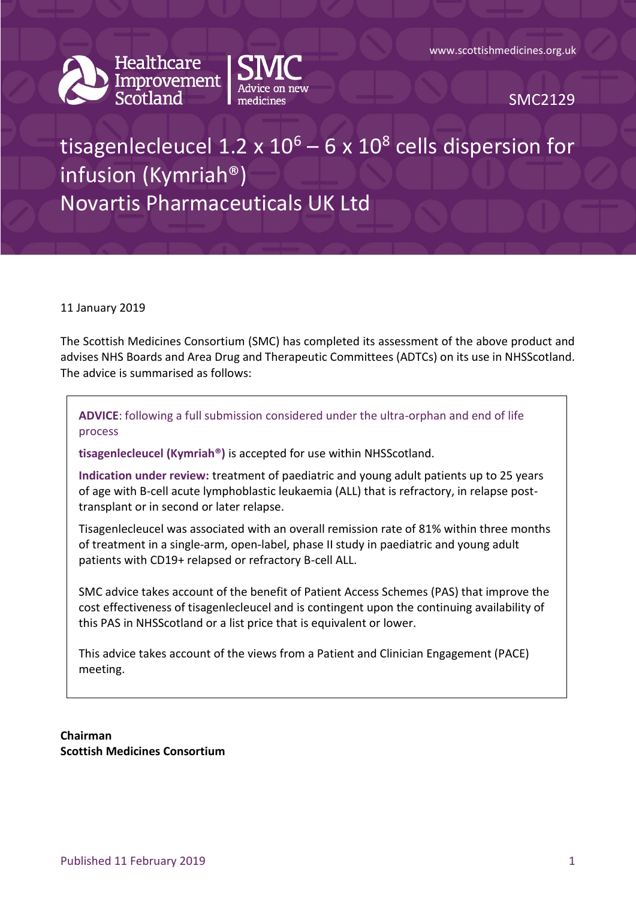www.scottishmedicines.org.uk

SMC2129

# tisagenlecleucel 1.2 x $10^6$ – 6 x $10^8$ cells dispersion for infusion (Kymriah®)
# Novartis Pharmaceuticals UK Ltd

11 January 2019

The Scottish Medicines Consortium (SMC) has completed its assessment of the above product and advises NHS Boards and Area Drug and Therapeutic Committees (ADTCs) on its use in NHSScotland. The advice is summarised as follows:

**ADVICE**: following a full submission considered under the ultra-orphan and end of life process

**tisagenlecleucel (Kymriah®)** is accepted for use within NHSScotland.

**Indication under review:** treatment of paediatric and young adult patients up to 25 years of age with B-cell acute lymphoblastic leukaemia (ALL) that is refractory, in relapse post-transplant or in second or later relapse.

Tisagenlecleucel was associated with an overall remission rate of 81% within three months of treatment in a single-arm, open-label, phase II study in paediatric and young adult patients with CD19+ relapsed or refractory B-cell ALL.

SMC advice takes account of the benefit of Patient Access Schemes (PAS) that improve the cost effectiveness of tisagenlecleucel and is contingent upon the continuing availability of this PAS in NHSScotland or a list price that is equivalent or lower.

This advice takes account of the views from a Patient and Clinician Engagement (PACE) meeting.

**Chairman**
**Scottish Medicines Consortium**

Published 11 February 2019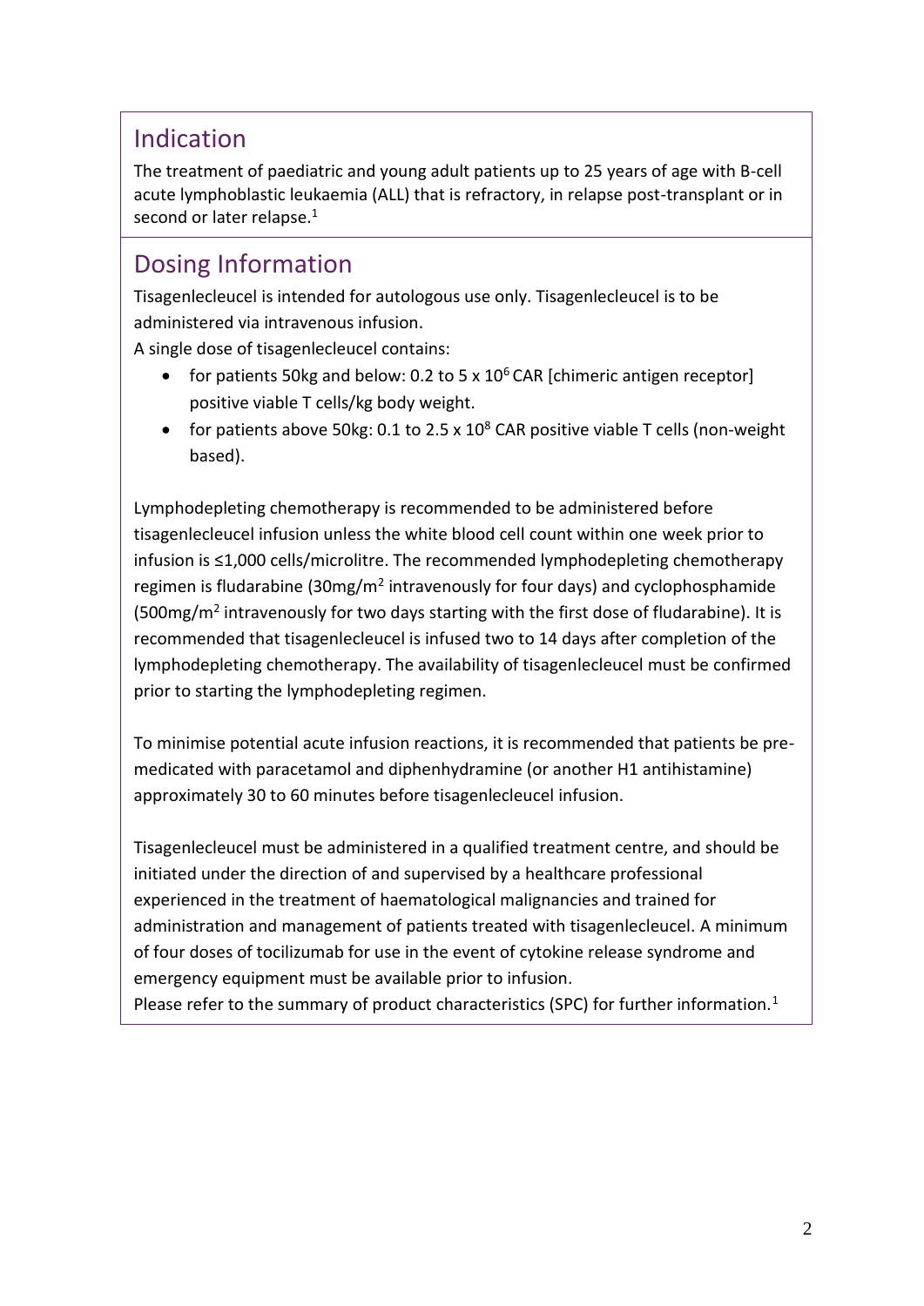## Indication

The treatment of paediatric and young adult patients up to 25 years of age with B-cell acute lymphoblastic leukaemia (ALL) that is refractory, in relapse post-transplant or in second or later relapse.[1]

## Dosing Information

Tisagenlecleucel is intended for autologous use only. Tisagenlecleucel is to be administered via intravenous infusion.

A single dose of tisagenlecleucel contains:

- for patients 50kg and below: 0.2 to 5 x $10^6$ CAR [chimeric antigen receptor] positive viable T cells/kg body weight.
- for patients above 50kg: 0.1 to 2.5 x $10^8$ CAR positive viable T cells (non-weight based).

Lymphodepleting chemotherapy is recommended to be administered before tisagenlecleucel infusion unless the white blood cell count within one week prior to infusion is ≤1,000 cells/microlitre. The recommended lymphodepleting chemotherapy regimen is fludarabine (30mg/$m^2$ intravenously for four days) and cyclophosphamide (500mg/$m^2$ intravenously for two days starting with the first dose of fludarabine). It is recommended that tisagenlecleucel is infused two to 14 days after completion of the lymphodepleting chemotherapy. The availability of tisagenlecleucel must be confirmed prior to starting the lymphodepleting regimen.

To minimise potential acute infusion reactions, it is recommended that patients be pre-medicated with paracetamol and diphenhydramine (or another H1 antihistamine) approximately 30 to 60 minutes before tisagenlecleucel infusion.

Tisagenlecleucel must be administered in a qualified treatment centre, and should be initiated under the direction of and supervised by a healthcare professional experienced in the treatment of haematological malignancies and trained for administration and management of patients treated with tisagenlecleucel. A minimum of four doses of tocilizumab for use in the event of cytokine release syndrome and emergency equipment must be available prior to infusion.

Please refer to the summary of product characteristics (SPC) for further information.[1]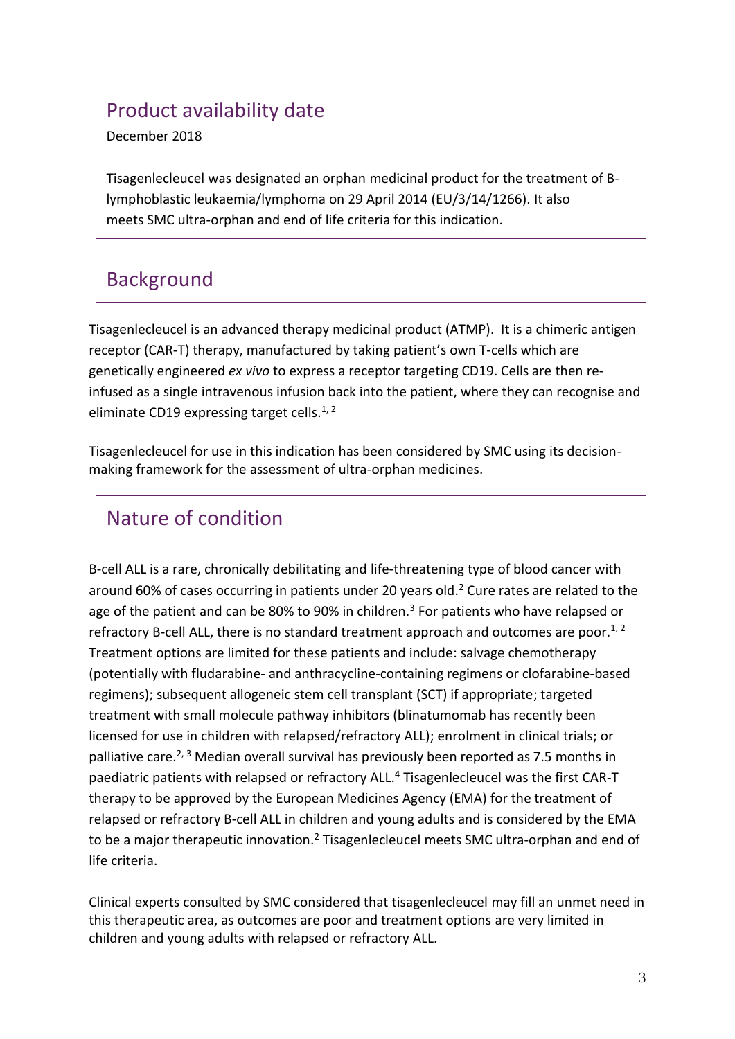## Product availability date

December 2018

Tisagenlecleucel was designated an orphan medicinal product for the treatment of B-lymphoblastic leukaemia/lymphoma on 29 April 2014 (EU/3/14/1266). It also meets SMC ultra-orphan and end of life criteria for this indication.

## Background

Tisagenlecleucel is an advanced therapy medicinal product (ATMP). It is a chimeric antigen receptor (CAR-T) therapy, manufactured by taking patient's own T-cells which are genetically engineered *ex vivo* to express a receptor targeting CD19. Cells are then re-infused as a single intravenous infusion back into the patient, where they can recognise and eliminate CD19 expressing target cells.[1, 2]

Tisagenlecleucel for use in this indication has been considered by SMC using its decision-making framework for the assessment of ultra-orphan medicines.

## Nature of condition

B-cell ALL is a rare, chronically debilitating and life-threatening type of blood cancer with around 60% of cases occurring in patients under 20 years old.[2] Cure rates are related to the age of the patient and can be 80% to 90% in children.[3] For patients who have relapsed or refractory B-cell ALL, there is no standard treatment approach and outcomes are poor.[1, 2] Treatment options are limited for these patients and include: salvage chemotherapy (potentially with fludarabine- and anthracycline-containing regimens or clofarabine-based regimens); subsequent allogeneic stem cell transplant (SCT) if appropriate; targeted treatment with small molecule pathway inhibitors (blinatumomab has recently been licensed for use in children with relapsed/refractory ALL); enrolment in clinical trials; or palliative care.[2, 3] Median overall survival has previously been reported as 7.5 months in paediatric patients with relapsed or refractory ALL.[4] Tisagenlecleucel was the first CAR-T therapy to be approved by the European Medicines Agency (EMA) for the treatment of relapsed or refractory B-cell ALL in children and young adults and is considered by the EMA to be a major therapeutic innovation.[2] Tisagenlecleucel meets SMC ultra-orphan and end of life criteria.

Clinical experts consulted by SMC considered that tisagenlecleucel may fill an unmet need in this therapeutic area, as outcomes are poor and treatment options are very limited in children and young adults with relapsed or refractory ALL.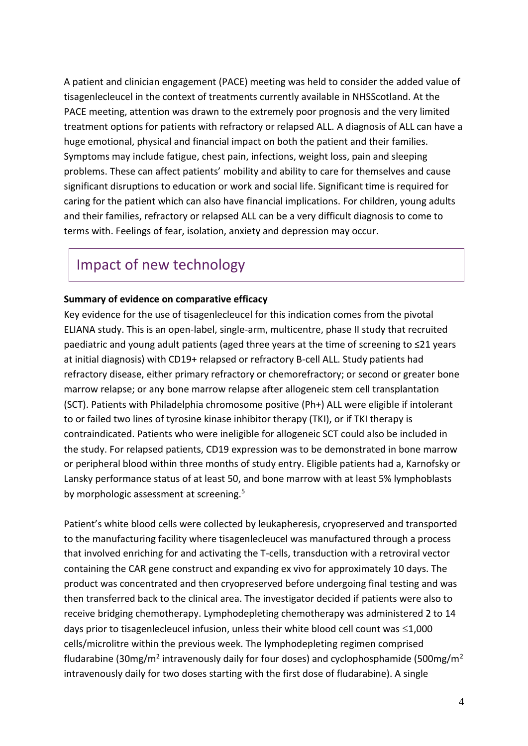A patient and clinician engagement (PACE) meeting was held to consider the added value of tisagenlecleucel in the context of treatments currently available in NHSScotland. At the PACE meeting, attention was drawn to the extremely poor prognosis and the very limited treatment options for patients with refractory or relapsed ALL. A diagnosis of ALL can have a huge emotional, physical and financial impact on both the patient and their families. Symptoms may include fatigue, chest pain, infections, weight loss, pain and sleeping problems. These can affect patients' mobility and ability to care for themselves and cause significant disruptions to education or work and social life. Significant time is required for caring for the patient which can also have financial implications. For children, young adults and their families, refractory or relapsed ALL can be a very difficult diagnosis to come to terms with. Feelings of fear, isolation, anxiety and depression may occur.

## Impact of new technology

**Summary of evidence on comparative efficacy**

Key evidence for the use of tisagenlecleucel for this indication comes from the pivotal ELIANA study. This is an open-label, single-arm, multicentre, phase II study that recruited paediatric and young adult patients (aged three years at the time of screening to ≤21 years at initial diagnosis) with CD19+ relapsed or refractory B-cell ALL. Study patients had refractory disease, either primary refractory or chemorefractory; or second or greater bone marrow relapse; or any bone marrow relapse after allogeneic stem cell transplantation (SCT). Patients with Philadelphia chromosome positive (Ph+) ALL were eligible if intolerant to or failed two lines of tyrosine kinase inhibitor therapy (TKI), or if TKI therapy is contraindicated. Patients who were ineligible for allogeneic SCT could also be included in the study. For relapsed patients, CD19 expression was to be demonstrated in bone marrow or peripheral blood within three months of study entry. Eligible patients had a, Karnofsky or Lansky performance status of at least 50, and bone marrow with at least 5% lymphoblasts by morphologic assessment at screening.[5]

Patient's white blood cells were collected by leukapheresis, cryopreserved and transported to the manufacturing facility where tisagenlecleucel was manufactured through a process that involved enriching for and activating the T-cells, transduction with a retroviral vector containing the CAR gene construct and expanding ex vivo for approximately 10 days. The product was concentrated and then cryopreserved before undergoing final testing and was then transferred back to the clinical area. The investigator decided if patients were also to receive bridging chemotherapy. Lymphodepleting chemotherapy was administered 2 to 14 days prior to tisagenlecleucel infusion, unless their white blood cell count was ≤1,000 cells/microlitre within the previous week. The lymphodepleting regimen comprised fludarabine (30mg/m$^2$ intravenously daily for four doses) and cyclophosphamide (500mg/m$^2$ intravenously daily for two doses starting with the first dose of fludarabine). A single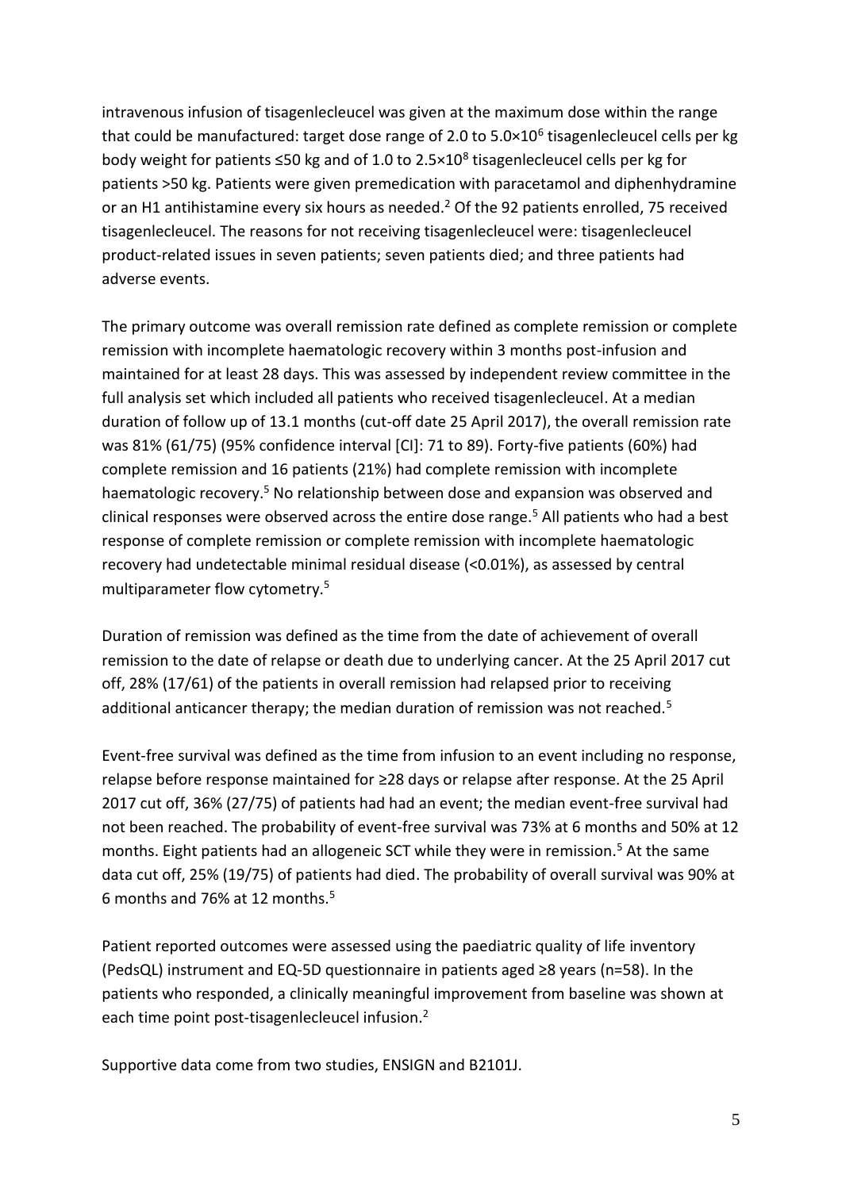intravenous infusion of tisagenlecleucel was given at the maximum dose within the range that could be manufactured: target dose range of 2.0 to $5.0 \times 10^6$ tisagenlecleucel cells per kg body weight for patients ≤50 kg and of 1.0 to $2.5 \times 10^8$ tisagenlecleucel cells per kg for patients >50 kg. Patients were given premedication with paracetamol and diphenhydramine or an H1 antihistamine every six hours as needed.[2] Of the 92 patients enrolled, 75 received tisagenlecleucel. The reasons for not receiving tisagenlecleucel were: tisagenlecleucel product-related issues in seven patients; seven patients died; and three patients had adverse events.

The primary outcome was overall remission rate defined as complete remission or complete remission with incomplete haematologic recovery within 3 months post-infusion and maintained for at least 28 days. This was assessed by independent review committee in the full analysis set which included all patients who received tisagenlecleucel. At a median duration of follow up of 13.1 months (cut-off date 25 April 2017), the overall remission rate was 81% (61/75) (95% confidence interval [CI]: 71 to 89). Forty-five patients (60%) had complete remission and 16 patients (21%) had complete remission with incomplete haematologic recovery.[5] No relationship between dose and expansion was observed and clinical responses were observed across the entire dose range.[5] All patients who had a best response of complete remission or complete remission with incomplete haematologic recovery had undetectable minimal residual disease (<0.01%), as assessed by central multiparameter flow cytometry.[5]

Duration of remission was defined as the time from the date of achievement of overall remission to the date of relapse or death due to underlying cancer. At the 25 April 2017 cut off, 28% (17/61) of the patients in overall remission had relapsed prior to receiving additional anticancer therapy; the median duration of remission was not reached.[5]

Event-free survival was defined as the time from infusion to an event including no response, relapse before response maintained for ≥28 days or relapse after response. At the 25 April 2017 cut off, 36% (27/75) of patients had had an event; the median event-free survival had not been reached. The probability of event-free survival was 73% at 6 months and 50% at 12 months. Eight patients had an allogeneic SCT while they were in remission.[5] At the same data cut off, 25% (19/75) of patients had died. The probability of overall survival was 90% at 6 months and 76% at 12 months.[5]

Patient reported outcomes were assessed using the paediatric quality of life inventory (PedsQL) instrument and EQ-5D questionnaire in patients aged ≥8 years (n=58). In the patients who responded, a clinically meaningful improvement from baseline was shown at each time point post-tisagenlecleucel infusion.[2]

Supportive data come from two studies, ENSIGN and B2101J.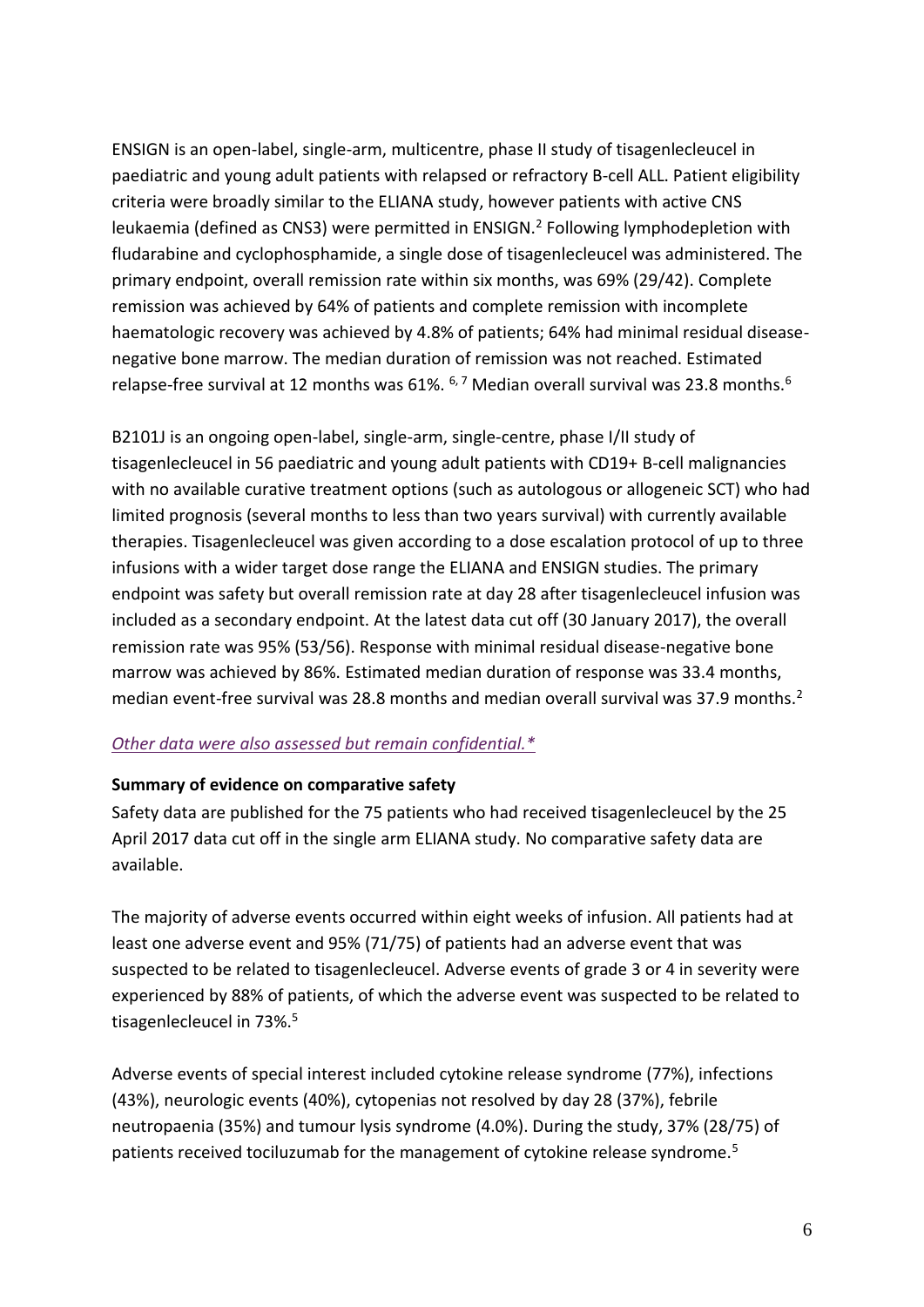ENSIGN is an open-label, single-arm, multicentre, phase II study of tisagenlecleucel in paediatric and young adult patients with relapsed or refractory B-cell ALL. Patient eligibility criteria were broadly similar to the ELIANA study, however patients with active CNS leukaemia (defined as CNS3) were permitted in ENSIGN.[2] Following lymphodepletion with fludarabine and cyclophosphamide, a single dose of tisagenlecleucel was administered. The primary endpoint, overall remission rate within six months, was 69% (29/42). Complete remission was achieved by 64% of patients and complete remission with incomplete haematologic recovery was achieved by 4.8% of patients; 64% had minimal residual disease-negative bone marrow. The median duration of remission was not reached. Estimated relapse-free survival at 12 months was 61%.[6, 7] Median overall survival was 23.8 months.[6]

B2101J is an ongoing open-label, single-arm, single-centre, phase I/II study of tisagenlecleucel in 56 paediatric and young adult patients with CD19+ B-cell malignancies with no available curative treatment options (such as autologous or allogeneic SCT) who had limited prognosis (several months to less than two years survival) with currently available therapies. Tisagenlecleucel was given according to a dose escalation protocol of up to three infusions with a wider target dose range the ELIANA and ENSIGN studies. The primary endpoint was safety but overall remission rate at day 28 after tisagenlecleucel infusion was included as a secondary endpoint. At the latest data cut off (30 January 2017), the overall remission rate was 95% (53/56). Response with minimal residual disease-negative bone marrow was achieved by 86%. Estimated median duration of response was 33.4 months, median event-free survival was 28.8 months and median overall survival was 37.9 months.[2]

*Other data were also assessed but remain confidential.**

**Summary of evidence on comparative safety**

Safety data are published for the 75 patients who had received tisagenlecleucel by the 25 April 2017 data cut off in the single arm ELIANA study. No comparative safety data are available.

The majority of adverse events occurred within eight weeks of infusion. All patients had at least one adverse event and 95% (71/75) of patients had an adverse event that was suspected to be related to tisagenlecleucel. Adverse events of grade 3 or 4 in severity were experienced by 88% of patients, of which the adverse event was suspected to be related to tisagenlecleucel in 73%.[5]

Adverse events of special interest included cytokine release syndrome (77%), infections (43%), neurologic events (40%), cytopenias not resolved by day 28 (37%), febrile neutropaenia (35%) and tumour lysis syndrome (4.0%). During the study, 37% (28/75) of patients received tociluzumab for the management of cytokine release syndrome.[5]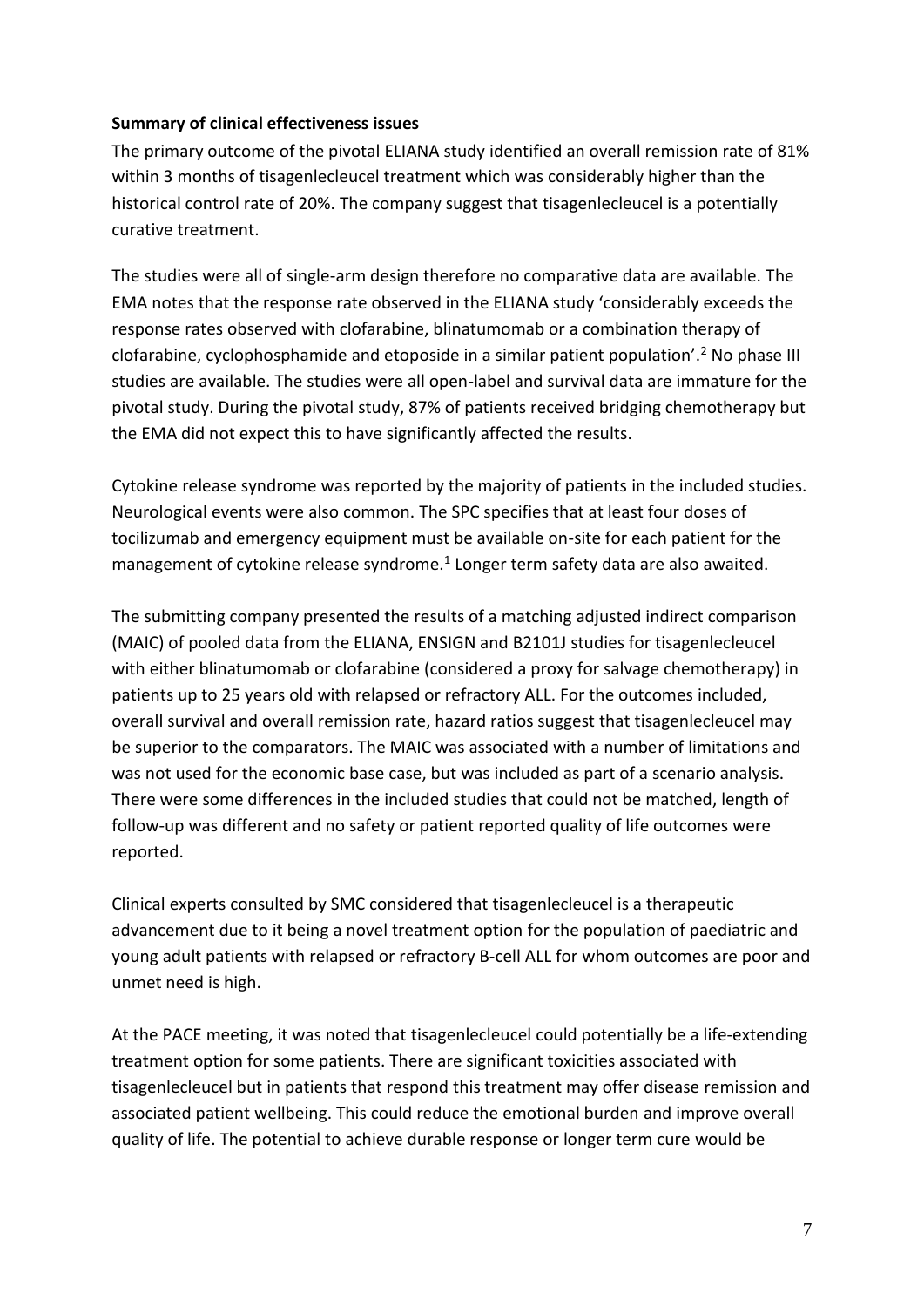**Summary of clinical effectiveness issues**

The primary outcome of the pivotal ELIANA study identified an overall remission rate of 81% within 3 months of tisagenlecleucel treatment which was considerably higher than the historical control rate of 20%. The company suggest that tisagenlecleucel is a potentially curative treatment.

The studies were all of single-arm design therefore no comparative data are available. The EMA notes that the response rate observed in the ELIANA study 'considerably exceeds the response rates observed with clofarabine, blinatumomab or a combination therapy of clofarabine, cyclophosphamide and etoposide in a similar patient population'.[2] No phase III studies are available. The studies were all open-label and survival data are immature for the pivotal study. During the pivotal study, 87% of patients received bridging chemotherapy but the EMA did not expect this to have significantly affected the results.

Cytokine release syndrome was reported by the majority of patients in the included studies. Neurological events were also common. The SPC specifies that at least four doses of tocilizumab and emergency equipment must be available on-site for each patient for the management of cytokine release syndrome.[1] Longer term safety data are also awaited.

The submitting company presented the results of a matching adjusted indirect comparison (MAIC) of pooled data from the ELIANA, ENSIGN and B2101J studies for tisagenlecleucel with either blinatumomab or clofarabine (considered a proxy for salvage chemotherapy) in patients up to 25 years old with relapsed or refractory ALL. For the outcomes included, overall survival and overall remission rate, hazard ratios suggest that tisagenlecleucel may be superior to the comparators. The MAIC was associated with a number of limitations and was not used for the economic base case, but was included as part of a scenario analysis. There were some differences in the included studies that could not be matched, length of follow-up was different and no safety or patient reported quality of life outcomes were reported.

Clinical experts consulted by SMC considered that tisagenlecleucel is a therapeutic advancement due to it being a novel treatment option for the population of paediatric and young adult patients with relapsed or refractory B-cell ALL for whom outcomes are poor and unmet need is high.

At the PACE meeting, it was noted that tisagenlecleucel could potentially be a life-extending treatment option for some patients. There are significant toxicities associated with tisagenlecleucel but in patients that respond this treatment may offer disease remission and associated patient wellbeing. This could reduce the emotional burden and improve overall quality of life. The potential to achieve durable response or longer term cure would be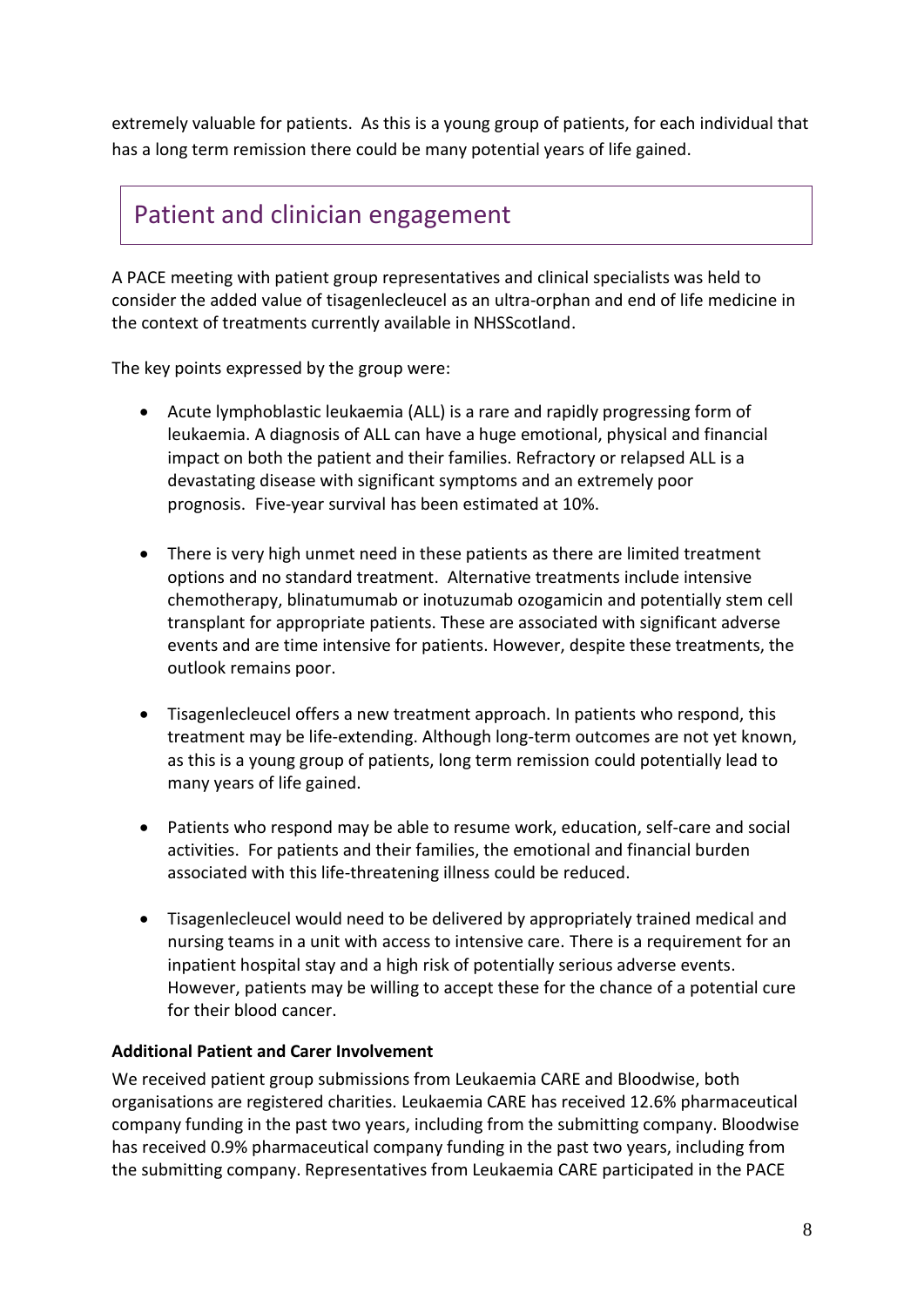extremely valuable for patients. As this is a young group of patients, for each individual that has a long term remission there could be many potential years of life gained.

## Patient and clinician engagement

A PACE meeting with patient group representatives and clinical specialists was held to consider the added value of tisagenlecleucel as an ultra-orphan and end of life medicine in the context of treatments currently available in NHSScotland.

The key points expressed by the group were:

- Acute lymphoblastic leukaemia (ALL) is a rare and rapidly progressing form of leukaemia. A diagnosis of ALL can have a huge emotional, physical and financial impact on both the patient and their families. Refractory or relapsed ALL is a devastating disease with significant symptoms and an extremely poor prognosis. Five-year survival has been estimated at 10%.

- There is very high unmet need in these patients as there are limited treatment options and no standard treatment. Alternative treatments include intensive chemotherapy, blinatumumab or inotuzumab ozogamicin and potentially stem cell transplant for appropriate patients. These are associated with significant adverse events and are time intensive for patients. However, despite these treatments, the outlook remains poor.

- Tisagenlecleucel offers a new treatment approach. In patients who respond, this treatment may be life-extending. Although long-term outcomes are not yet known, as this is a young group of patients, long term remission could potentially lead to many years of life gained.

- Patients who respond may be able to resume work, education, self-care and social activities. For patients and their families, the emotional and financial burden associated with this life-threatening illness could be reduced.

- Tisagenlecleucel would need to be delivered by appropriately trained medical and nursing teams in a unit with access to intensive care. There is a requirement for an inpatient hospital stay and a high risk of potentially serious adverse events. However, patients may be willing to accept these for the chance of a potential cure for their blood cancer.

**Additional Patient and Carer Involvement**

We received patient group submissions from Leukaemia CARE and Bloodwise, both organisations are registered charities. Leukaemia CARE has received 12.6% pharmaceutical company funding in the past two years, including from the submitting company. Bloodwise has received 0.9% pharmaceutical company funding in the past two years, including from the submitting company. Representatives from Leukaemia CARE participated in the PACE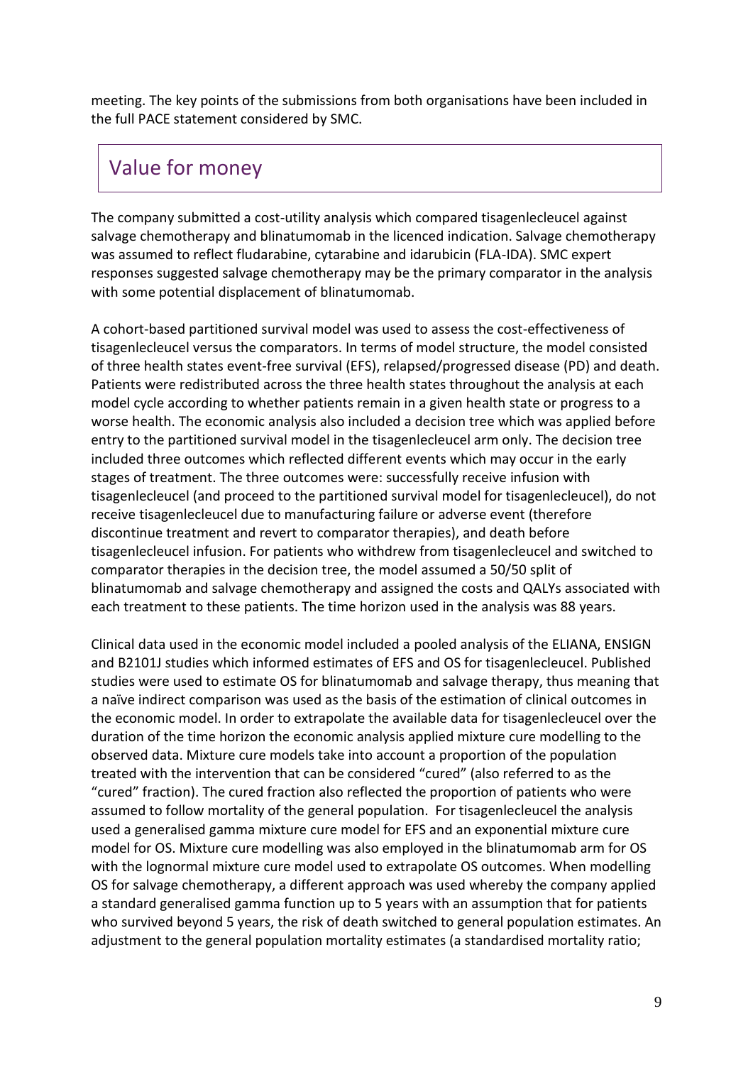meeting. The key points of the submissions from both organisations have been included in the full PACE statement considered by SMC.

## Value for money

The company submitted a cost-utility analysis which compared tisagenlecleucel against salvage chemotherapy and blinatumomab in the licenced indication. Salvage chemotherapy was assumed to reflect fludarabine, cytarabine and idarubicin (FLA-IDA). SMC expert responses suggested salvage chemotherapy may be the primary comparator in the analysis with some potential displacement of blinatumomab.

A cohort-based partitioned survival model was used to assess the cost-effectiveness of tisagenlecleucel versus the comparators. In terms of model structure, the model consisted of three health states event-free survival (EFS), relapsed/progressed disease (PD) and death. Patients were redistributed across the three health states throughout the analysis at each model cycle according to whether patients remain in a given health state or progress to a worse health. The economic analysis also included a decision tree which was applied before entry to the partitioned survival model in the tisagenlecleucel arm only. The decision tree included three outcomes which reflected different events which may occur in the early stages of treatment. The three outcomes were: successfully receive infusion with tisagenlecleucel (and proceed to the partitioned survival model for tisagenlecleucel), do not receive tisagenlecleucel due to manufacturing failure or adverse event (therefore discontinue treatment and revert to comparator therapies), and death before tisagenlecleucel infusion. For patients who withdrew from tisagenlecleucel and switched to comparator therapies in the decision tree, the model assumed a 50/50 split of blinatumomab and salvage chemotherapy and assigned the costs and QALYs associated with each treatment to these patients. The time horizon used in the analysis was 88 years.

Clinical data used in the economic model included a pooled analysis of the ELIANA, ENSIGN and B2101J studies which informed estimates of EFS and OS for tisagenlecleucel. Published studies were used to estimate OS for blinatumomab and salvage therapy, thus meaning that a naïve indirect comparison was used as the basis of the estimation of clinical outcomes in the economic model. In order to extrapolate the available data for tisagenlecleucel over the duration of the time horizon the economic analysis applied mixture cure modelling to the observed data. Mixture cure models take into account a proportion of the population treated with the intervention that can be considered "cured" (also referred to as the "cured" fraction). The cured fraction also reflected the proportion of patients who were assumed to follow mortality of the general population. For tisagenlecleucel the analysis used a generalised gamma mixture cure model for EFS and an exponential mixture cure model for OS. Mixture cure modelling was also employed in the blinatumomab arm for OS with the lognormal mixture cure model used to extrapolate OS outcomes. When modelling OS for salvage chemotherapy, a different approach was used whereby the company applied a standard generalised gamma function up to 5 years with an assumption that for patients who survived beyond 5 years, the risk of death switched to general population estimates. An adjustment to the general population mortality estimates (a standardised mortality ratio;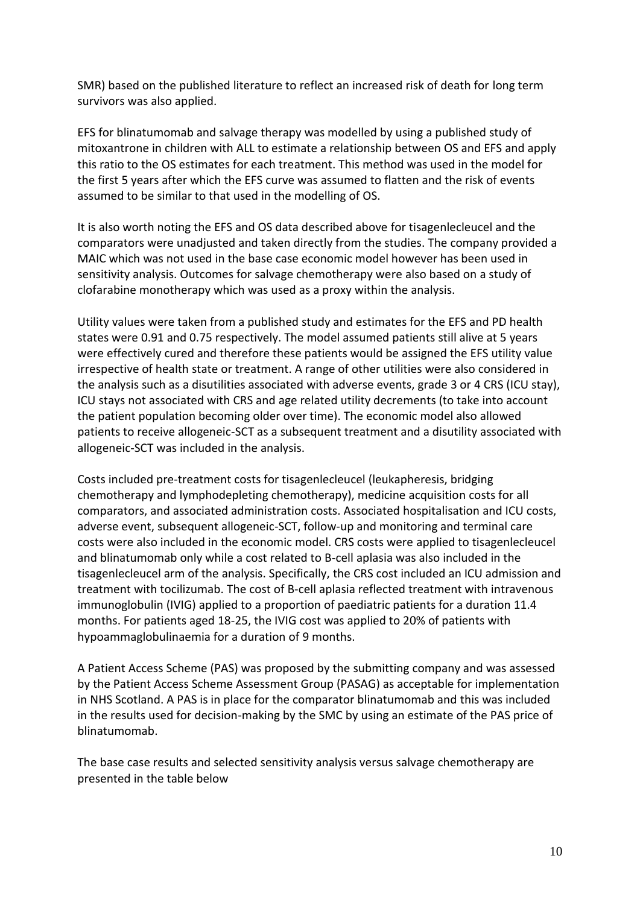SMR) based on the published literature to reflect an increased risk of death for long term survivors was also applied.

EFS for blinatumomab and salvage therapy was modelled by using a published study of mitoxantrone in children with ALL to estimate a relationship between OS and EFS and apply this ratio to the OS estimates for each treatment. This method was used in the model for the first 5 years after which the EFS curve was assumed to flatten and the risk of events assumed to be similar to that used in the modelling of OS.

It is also worth noting the EFS and OS data described above for tisagenlecleucel and the comparators were unadjusted and taken directly from the studies. The company provided a MAIC which was not used in the base case economic model however has been used in sensitivity analysis. Outcomes for salvage chemotherapy were also based on a study of clofarabine monotherapy which was used as a proxy within the analysis.

Utility values were taken from a published study and estimates for the EFS and PD health states were 0.91 and 0.75 respectively. The model assumed patients still alive at 5 years were effectively cured and therefore these patients would be assigned the EFS utility value irrespective of health state or treatment. A range of other utilities were also considered in the analysis such as a disutilities associated with adverse events, grade 3 or 4 CRS (ICU stay), ICU stays not associated with CRS and age related utility decrements (to take into account the patient population becoming older over time). The economic model also allowed patients to receive allogeneic-SCT as a subsequent treatment and a disutility associated with allogeneic-SCT was included in the analysis.

Costs included pre-treatment costs for tisagenlecleucel (leukapheresis, bridging chemotherapy and lymphodepleting chemotherapy), medicine acquisition costs for all comparators, and associated administration costs. Associated hospitalisation and ICU costs, adverse event, subsequent allogeneic-SCT, follow-up and monitoring and terminal care costs were also included in the economic model. CRS costs were applied to tisagenlecleucel and blinatumomab only while a cost related to B-cell aplasia was also included in the tisagenlecleucel arm of the analysis. Specifically, the CRS cost included an ICU admission and treatment with tocilizumab. The cost of B-cell aplasia reflected treatment with intravenous immunoglobulin (IVIG) applied to a proportion of paediatric patients for a duration 11.4 months. For patients aged 18-25, the IVIG cost was applied to 20% of patients with hypoammaglobulinaemia for a duration of 9 months.

A Patient Access Scheme (PAS) was proposed by the submitting company and was assessed by the Patient Access Scheme Assessment Group (PASAG) as acceptable for implementation in NHS Scotland. A PAS is in place for the comparator blinatumomab and this was included in the results used for decision-making by the SMC by using an estimate of the PAS price of blinatumomab.

The base case results and selected sensitivity analysis versus salvage chemotherapy are presented in the table below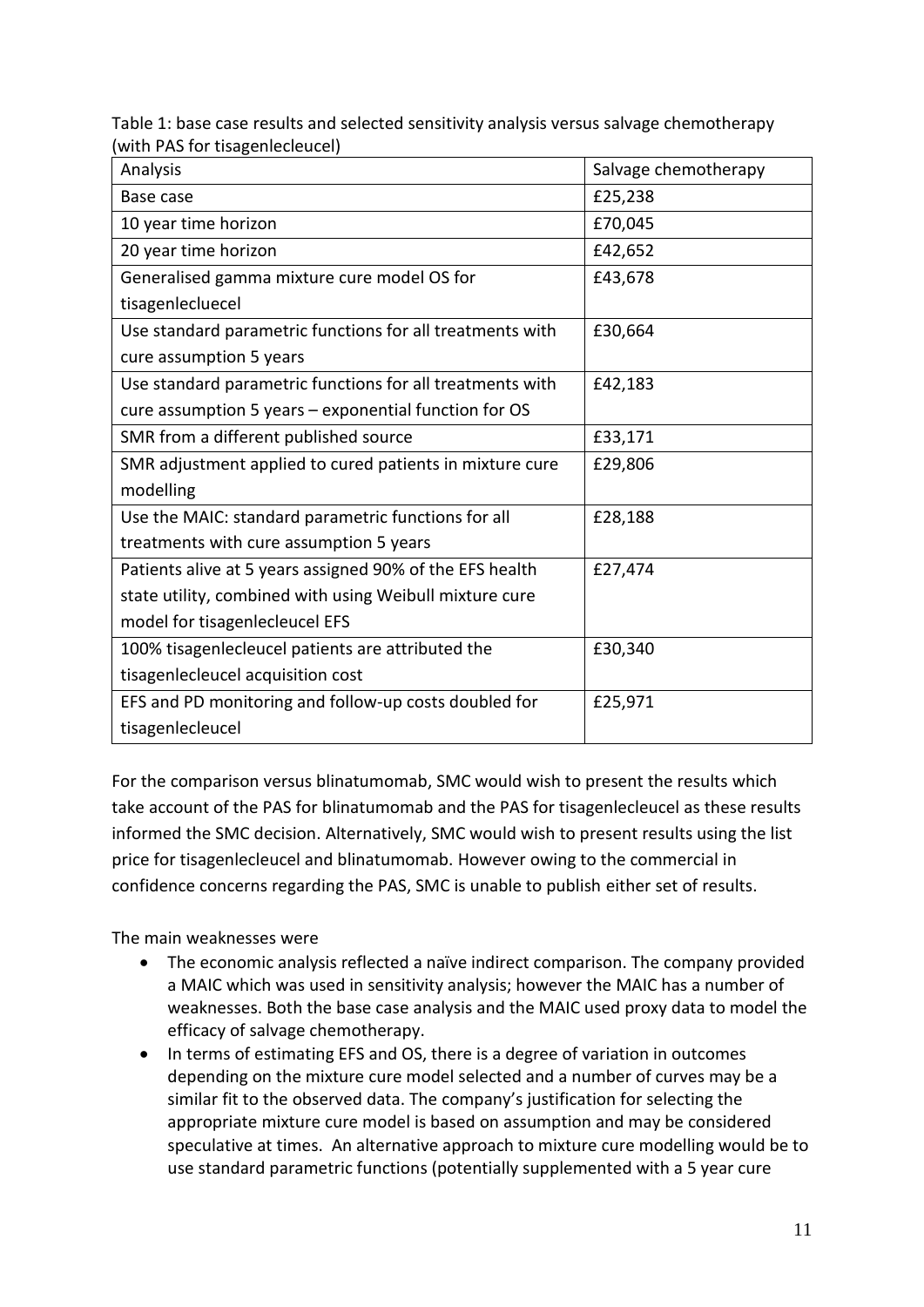Table 1: base case results and selected sensitivity analysis versus salvage chemotherapy (with PAS for tisagenlecleucel)

| Analysis | Salvage chemotherapy |
| --- | --- |
| Base case | £25,238 |
| 10 year time horizon | £70,045 |
| 20 year time horizon | £42,652 |
| Generalised gamma mixture cure model OS for tisagenlecluecel | £43,678 |
| Use standard parametric functions for all treatments with cure assumption 5 years | £30,664 |
| Use standard parametric functions for all treatments with cure assumption 5 years – exponential function for OS | £42,183 |
| SMR from a different published source | £33,171 |
| SMR adjustment applied to cured patients in mixture cure modelling | £29,806 |
| Use the MAIC: standard parametric functions for all treatments with cure assumption 5 years | £28,188 |
| Patients alive at 5 years assigned 90% of the EFS health state utility, combined with using Weibull mixture cure model for tisagenlecleucel EFS | £27,474 |
| 100% tisagenlecleucel patients are attributed the tisagenlecleucel acquisition cost | £30,340 |
| EFS and PD monitoring and follow-up costs doubled for tisagenlecleucel | £25,971 |

For the comparison versus blinatumomab, SMC would wish to present the results which take account of the PAS for blinatumomab and the PAS for tisagenlecleucel as these results informed the SMC decision. Alternatively, SMC would wish to present results using the list price for tisagenlecleucel and blinatumomab. However owing to the commercial in confidence concerns regarding the PAS, SMC is unable to publish either set of results.

The main weaknesses were

- The economic analysis reflected a naïve indirect comparison. The company provided a MAIC which was used in sensitivity analysis; however the MAIC has a number of weaknesses. Both the base case analysis and the MAIC used proxy data to model the efficacy of salvage chemotherapy.
- In terms of estimating EFS and OS, there is a degree of variation in outcomes depending on the mixture cure model selected and a number of curves may be a similar fit to the observed data. The company's justification for selecting the appropriate mixture cure model is based on assumption and may be considered speculative at times. An alternative approach to mixture cure modelling would be to use standard parametric functions (potentially supplemented with a 5 year cure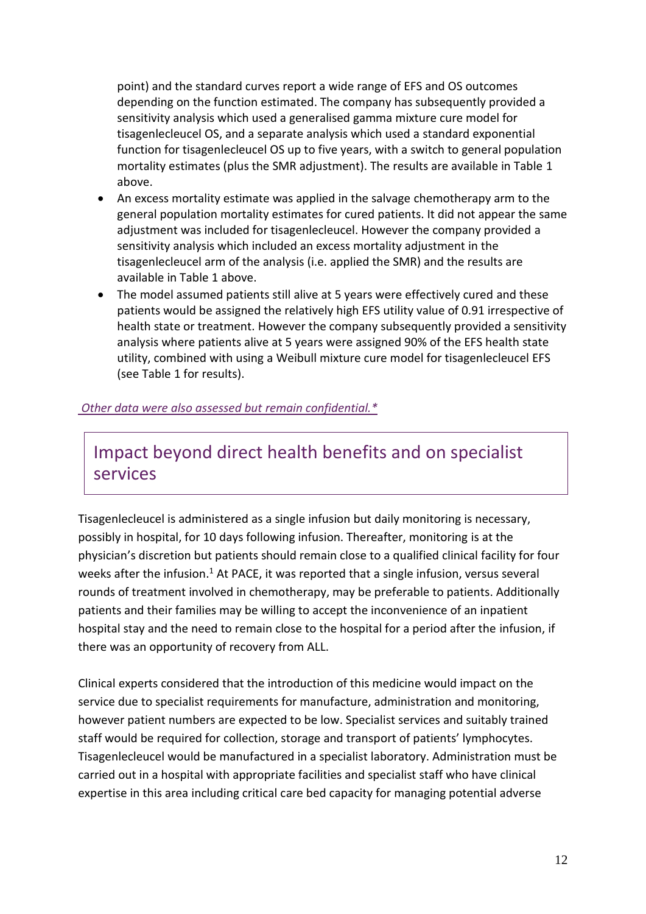point) and the standard curves report a wide range of EFS and OS outcomes depending on the function estimated. The company has subsequently provided a sensitivity analysis which used a generalised gamma mixture cure model for tisagenlecleucel OS, and a separate analysis which used a standard exponential function for tisagenlecleucel OS up to five years, with a switch to general population mortality estimates (plus the SMR adjustment). The results are available in Table 1 above.

- An excess mortality estimate was applied in the salvage chemotherapy arm to the general population mortality estimates for cured patients. It did not appear the same adjustment was included for tisagenlecleucel. However the company provided a sensitivity analysis which included an excess mortality adjustment in the tisagenlecleucel arm of the analysis (i.e. applied the SMR) and the results are available in Table 1 above.
- The model assumed patients still alive at 5 years were effectively cured and these patients would be assigned the relatively high EFS utility value of 0.91 irrespective of health state or treatment. However the company subsequently provided a sensitivity analysis where patients alive at 5 years were assigned 90% of the EFS health state utility, combined with using a Weibull mixture cure model for tisagenlecleucel EFS (see Table 1 for results).

*Other data were also assessed but remain confidential.**

## Impact beyond direct health benefits and on specialist services

Tisagenlecleucel is administered as a single infusion but daily monitoring is necessary, possibly in hospital, for 10 days following infusion. Thereafter, monitoring is at the physician's discretion but patients should remain close to a qualified clinical facility for four weeks after the infusion.[1] At PACE, it was reported that a single infusion, versus several rounds of treatment involved in chemotherapy, may be preferable to patients. Additionally patients and their families may be willing to accept the inconvenience of an inpatient hospital stay and the need to remain close to the hospital for a period after the infusion, if there was an opportunity of recovery from ALL.

Clinical experts considered that the introduction of this medicine would impact on the service due to specialist requirements for manufacture, administration and monitoring, however patient numbers are expected to be low. Specialist services and suitably trained staff would be required for collection, storage and transport of patients' lymphocytes. Tisagenlecleucel would be manufactured in a specialist laboratory. Administration must be carried out in a hospital with appropriate facilities and specialist staff who have clinical expertise in this area including critical care bed capacity for managing potential adverse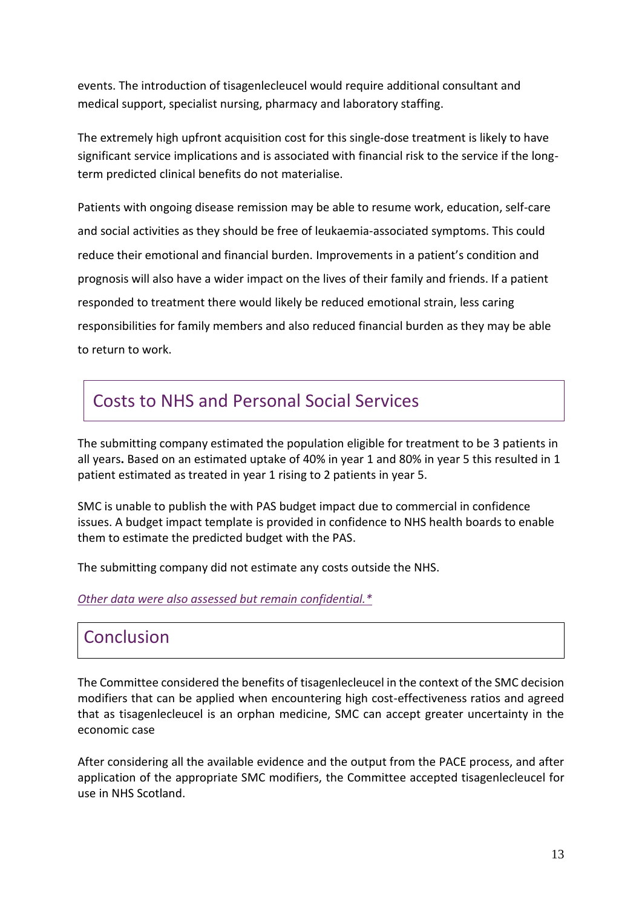events. The introduction of tisagenlecleucel would require additional consultant and medical support, specialist nursing, pharmacy and laboratory staffing.

The extremely high upfront acquisition cost for this single-dose treatment is likely to have significant service implications and is associated with financial risk to the service if the long-term predicted clinical benefits do not materialise.

Patients with ongoing disease remission may be able to resume work, education, self-care and social activities as they should be free of leukaemia-associated symptoms. This could reduce their emotional and financial burden. Improvements in a patient's condition and prognosis will also have a wider impact on the lives of their family and friends. If a patient responded to treatment there would likely be reduced emotional strain, less caring responsibilities for family members and also reduced financial burden as they may be able to return to work.

## Costs to NHS and Personal Social Services

The submitting company estimated the population eligible for treatment to be 3 patients in all years**.** Based on an estimated uptake of 40% in year 1 and 80% in year 5 this resulted in 1 patient estimated as treated in year 1 rising to 2 patients in year 5.

SMC is unable to publish the with PAS budget impact due to commercial in confidence issues. A budget impact template is provided in confidence to NHS health boards to enable them to estimate the predicted budget with the PAS.

The submitting company did not estimate any costs outside the NHS.

*Other data were also assessed but remain confidential.**

## Conclusion

The Committee considered the benefits of tisagenlecleucel in the context of the SMC decision modifiers that can be applied when encountering high cost-effectiveness ratios and agreed that as tisagenlecleucel is an orphan medicine, SMC can accept greater uncertainty in the economic case

After considering all the available evidence and the output from the PACE process, and after application of the appropriate SMC modifiers, the Committee accepted tisagenlecleucel for use in NHS Scotland.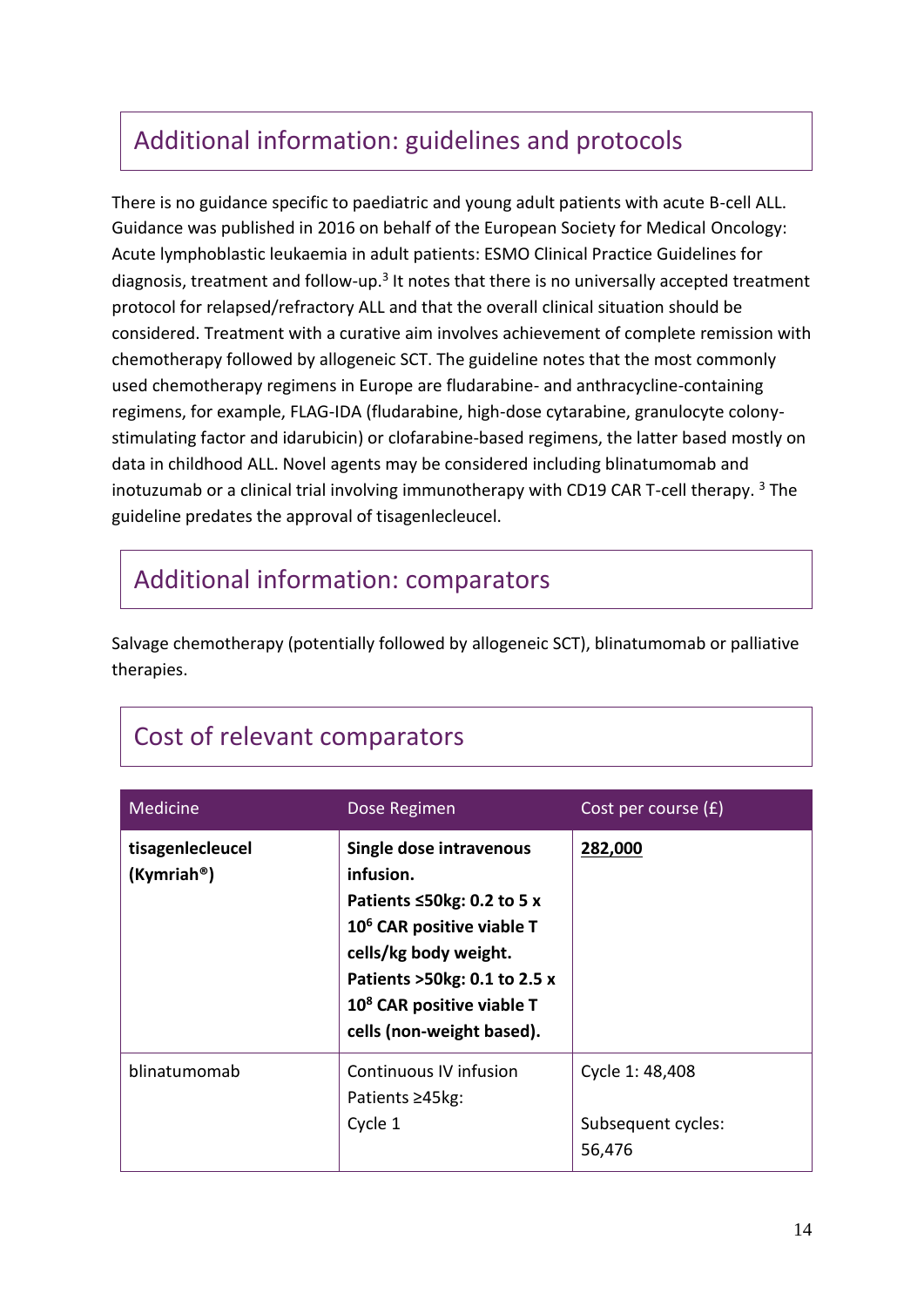## Additional information: guidelines and protocols

There is no guidance specific to paediatric and young adult patients with acute B-cell ALL. Guidance was published in 2016 on behalf of the European Society for Medical Oncology: Acute lymphoblastic leukaemia in adult patients: ESMO Clinical Practice Guidelines for diagnosis, treatment and follow-up.[3] It notes that there is no universally accepted treatment protocol for relapsed/refractory ALL and that the overall clinical situation should be considered. Treatment with a curative aim involves achievement of complete remission with chemotherapy followed by allogeneic SCT. The guideline notes that the most commonly used chemotherapy regimens in Europe are fludarabine- and anthracycline-containing regimens, for example, FLAG-IDA (fludarabine, high-dose cytarabine, granulocyte colony-stimulating factor and idarubicin) or clofarabine-based regimens, the latter based mostly on data in childhood ALL. Novel agents may be considered including blinatumomab and inotuzumab or a clinical trial involving immunotherapy with CD19 CAR T-cell therapy. [3] The guideline predates the approval of tisagenlecleucel.

## Additional information: comparators

Salvage chemotherapy (potentially followed by allogeneic SCT), blinatumomab or palliative therapies.

## Cost of relevant comparators

| Medicine | Dose Regimen | Cost per course (£) |
|---|---|---|
| **tisagenlecleucel (Kymriah®)** | **Single dose intravenous infusion.**<br>**Patients ≤50kg: 0.2 to 5 x $10^6$ CAR positive viable T cells/kg body weight.**<br>**Patients >50kg: 0.1 to 2.5 x $10^8$ CAR positive viable T cells (non-weight based).** | **<u>282,000</u>** |
| blinatumomab | Continuous IV infusion<br>Patients ≥45kg:<br>Cycle 1 | Cycle 1: 48,408<br><br>Subsequent cycles: 56,476 |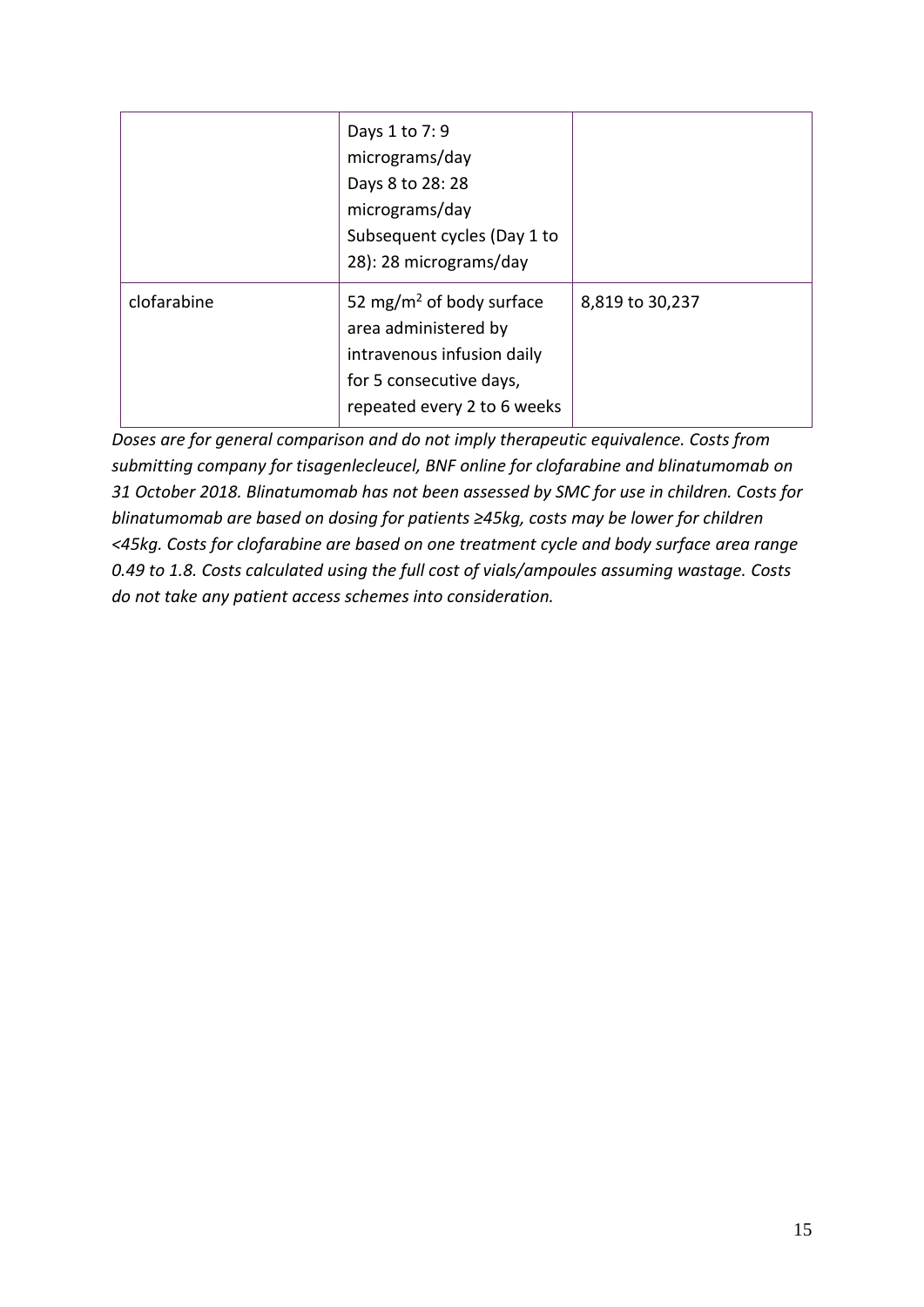| | | |
|---|---|---|
| | Days 1 to 7: 9 micrograms/day<br>Days 8 to 28: 28 micrograms/day<br>Subsequent cycles (Day 1 to 28): 28 micrograms/day | |
| clofarabine | 52 mg/m$^2$ of body surface area administered by intravenous infusion daily for 5 consecutive days, repeated every 2 to 6 weeks | 8,819 to 30,237 |

*Doses are for general comparison and do not imply therapeutic equivalence. Costs from submitting company for tisagenlecleucel, BNF online for clofarabine and blinatumomab on 31 October 2018. Blinatumomab has not been assessed by SMC for use in children. Costs for blinatumomab are based on dosing for patients ≥45kg, costs may be lower for children <45kg. Costs for clofarabine are based on one treatment cycle and body surface area range 0.49 to 1.8. Costs calculated using the full cost of vials/ampoules assuming wastage. Costs do not take any patient access schemes into consideration.*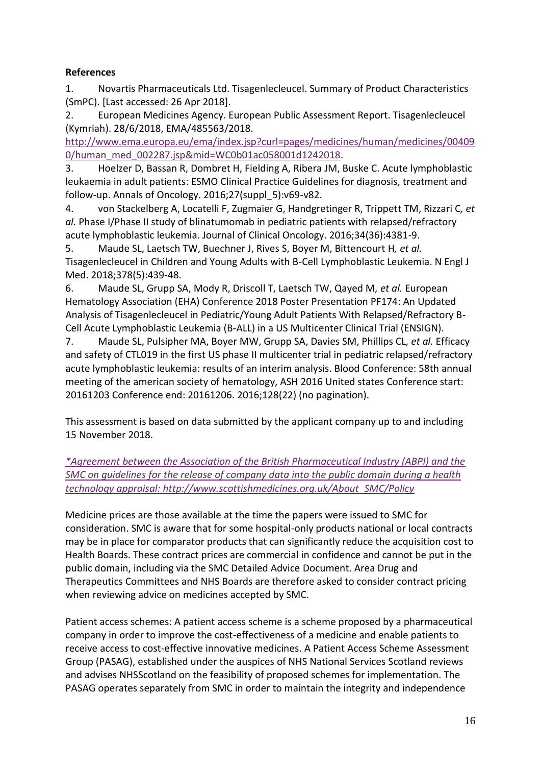**References**

1. Novartis Pharmaceuticals Ltd. Tisagenlecleucel. Summary of Product Characteristics (SmPC). [Last accessed: 26 Apr 2018].
2. European Medicines Agency. European Public Assessment Report. Tisagenlecleucel (Kymriah). 28/6/2018, EMA/485563/2018. http://www.ema.europa.eu/ema/index.jsp?curl=pages/medicines/human/medicines/004090/human_med_002287.jsp&mid=WC0b01ac058001d1242018.
3. Hoelzer D, Bassan R, Dombret H, Fielding A, Ribera JM, Buske C. Acute lymphoblastic leukaemia in adult patients: ESMO Clinical Practice Guidelines for diagnosis, treatment and follow-up. Annals of Oncology. 2016;27(suppl_5):v69-v82.
4. von Stackelberg A, Locatelli F, Zugmaier G, Handgretinger R, Trippett TM, Rizzari C*, et al.* Phase I/Phase II study of blinatumomab in pediatric patients with relapsed/refractory acute lymphoblastic leukemia. Journal of Clinical Oncology. 2016;34(36):4381-9.
5. Maude SL, Laetsch TW, Buechner J, Rives S, Boyer M, Bittencourt H*, et al.* Tisagenlecleucel in Children and Young Adults with B-Cell Lymphoblastic Leukemia. N Engl J Med. 2018;378(5):439-48.
6. Maude SL, Grupp SA, Mody R, Driscoll T, Laetsch TW, Qayed M*, et al.* European Hematology Association (EHA) Conference 2018 Poster Presentation PF174: An Updated Analysis of Tisagenlecleucel in Pediatric/Young Adult Patients With Relapsed/Refractory B-Cell Acute Lymphoblastic Leukemia (B-ALL) in a US Multicenter Clinical Trial (ENSIGN).
7. Maude SL, Pulsipher MA, Boyer MW, Grupp SA, Davies SM, Phillips CL*, et al.* Efficacy and safety of CTL019 in the first US phase II multicenter trial in pediatric relapsed/refractory acute lymphoblastic leukemia: results of an interim analysis. Blood Conference: 58th annual meeting of the american society of hematology, ASH 2016 United states Conference start: 20161203 Conference end: 20161206. 2016;128(22) (no pagination).

This assessment is based on data submitted by the applicant company up to and including 15 November 2018.

*\*Agreement between the Association of the British Pharmaceutical Industry (ABPI) and the SMC on guidelines for the release of company data into the public domain during a health technology appraisal: http://www.scottishmedicines.org.uk/About_SMC/Policy*

Medicine prices are those available at the time the papers were issued to SMC for consideration. SMC is aware that for some hospital-only products national or local contracts may be in place for comparator products that can significantly reduce the acquisition cost to Health Boards. These contract prices are commercial in confidence and cannot be put in the public domain, including via the SMC Detailed Advice Document. Area Drug and Therapeutics Committees and NHS Boards are therefore asked to consider contract pricing when reviewing advice on medicines accepted by SMC.

Patient access schemes: A patient access scheme is a scheme proposed by a pharmaceutical company in order to improve the cost-effectiveness of a medicine and enable patients to receive access to cost-effective innovative medicines. A Patient Access Scheme Assessment Group (PASAG), established under the auspices of NHS National Services Scotland reviews and advises NHSScotland on the feasibility of proposed schemes for implementation. The PASAG operates separately from SMC in order to maintain the integrity and independence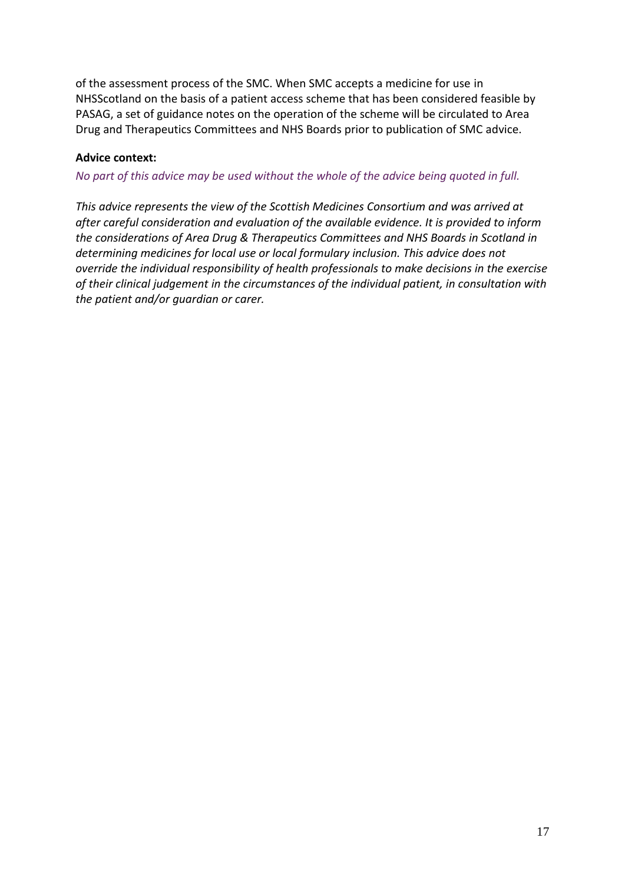of the assessment process of the SMC. When SMC accepts a medicine for use in NHSScotland on the basis of a patient access scheme that has been considered feasible by PASAG, a set of guidance notes on the operation of the scheme will be circulated to Area Drug and Therapeutics Committees and NHS Boards prior to publication of SMC advice.

**Advice context:**

*No part of this advice may be used without the whole of the advice being quoted in full.*

*This advice represents the view of the Scottish Medicines Consortium and was arrived at after careful consideration and evaluation of the available evidence. It is provided to inform the considerations of Area Drug & Therapeutics Committees and NHS Boards in Scotland in determining medicines for local use or local formulary inclusion. This advice does not override the individual responsibility of health professionals to make decisions in the exercise of their clinical judgement in the circumstances of the individual patient, in consultation with the patient and/or guardian or carer.*